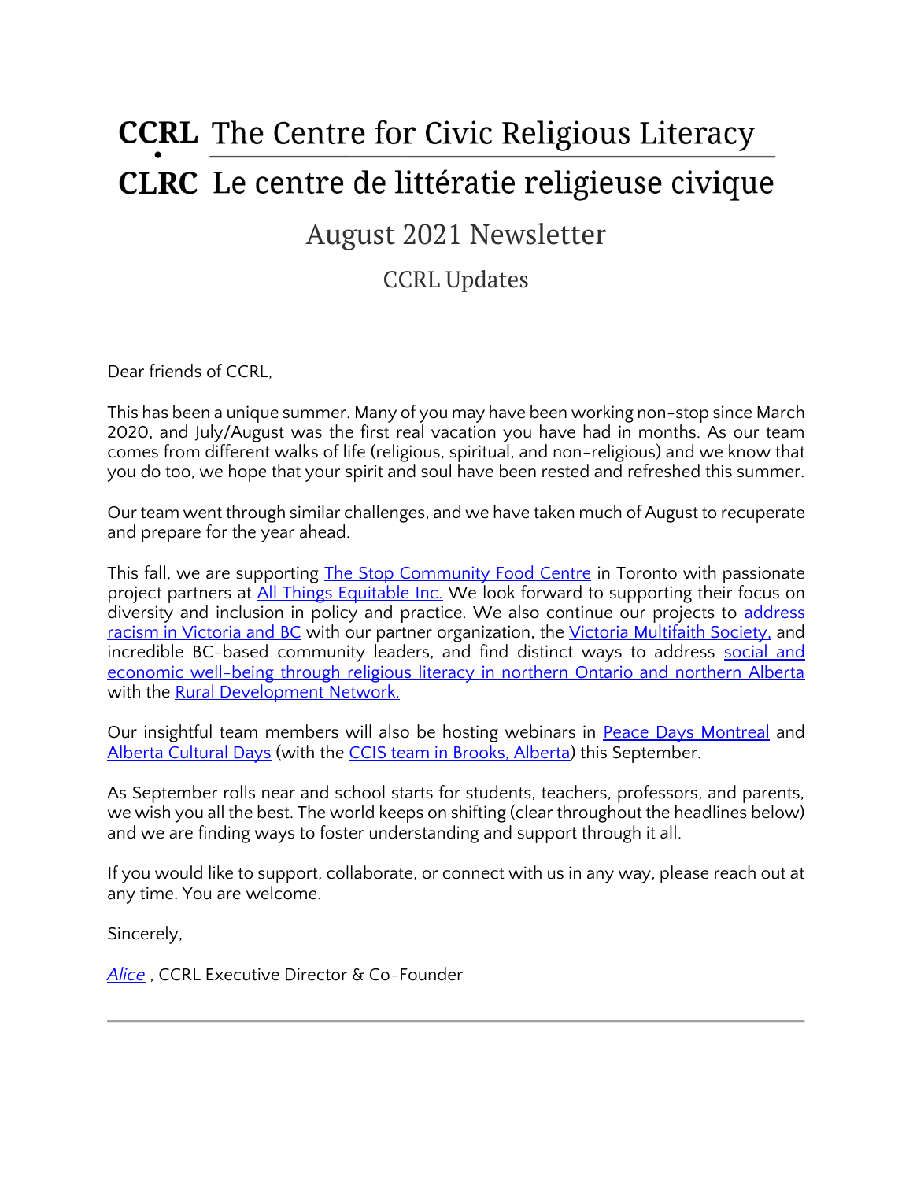# CCRL The Centre for Civic Religious Literacy

# CLRC Le centre de littératie religieuse civique

## August 2021 Newsletter

### CCRL Updates

Dear friends of CCRL,

This has been a unique summer. Many of you may have been working non-stop since March 2020, and July/August was the first real vacation you have had in months. As our team comes from different walks of life (religious, spiritual, and non-religious) and we know that you do too, we hope that your spirit and soul have been rested and refreshed this summer.

Our team went through similar challenges, and we have taken much of August to recuperate and prepare for the year ahead.

This fall, we are supporting The Stop Community Food Centre in Toronto with passionate project partners at All Things Equitable Inc. We look forward to supporting their focus on diversity and inclusion in policy and practice. We also continue our projects to address racism in Victoria and BC with our partner organization, the Victoria Multifaith Society, and incredible BC-based community leaders, and find distinct ways to address social and economic well-being through religious literacy in northern Ontario and northern Alberta with the Rural Development Network.

Our insightful team members will also be hosting webinars in Peace Days Montreal and Alberta Cultural Days (with the CCIS team in Brooks, Alberta) this September.

As September rolls near and school starts for students, teachers, professors, and parents, we wish you all the best. The world keeps on shifting (clear throughout the headlines below) and we are finding ways to foster understanding and support through it all.

If you would like to support, collaborate, or connect with us in any way, please reach out at any time. You are welcome.

Sincerely,

*Alice* , CCRL Executive Director & Co-Founder

---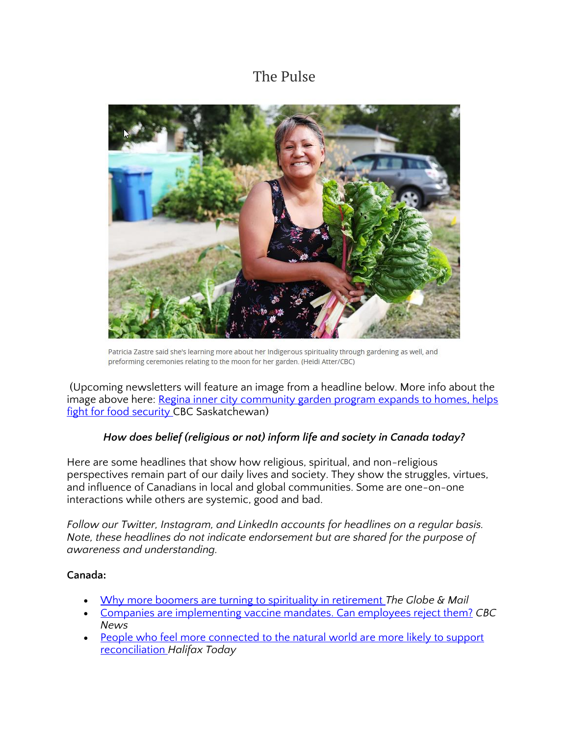# The Pulse

Patricia Zastre said she's learning more about her Indigenous spirituality through gardening as well, and preforming ceremonies relating to the moon for her garden. (Heidi Atter/CBC)

(Upcoming newsletters will feature an image from a headline below. More info about the image above here: [Regina inner city community garden program expands to homes, helps fight for food security](#) CBC Saskatchewan)

***How does belief (religious or not) inform life and society in Canada today?***

Here are some headlines that show how religious, spiritual, and non-religious perspectives remain part of our daily lives and society. They show the struggles, virtues, and influence of Canadians in local and global communities. Some are one-on-one interactions while others are systemic, good and bad.

*Follow our Twitter, Instagram, and LinkedIn accounts for headlines on a regular basis. Note, these headlines do not indicate endorsement but are shared for the purpose of awareness and understanding.*

**Canada:**

- [Why more boomers are turning to spirituality in retirement](#) *The Globe & Mail*
- [Companies are implementing vaccine mandates. Can employees reject them?](#) *CBC News*
- [People who feel more connected to the natural world are more likely to support reconciliation](#) *Halifax Today*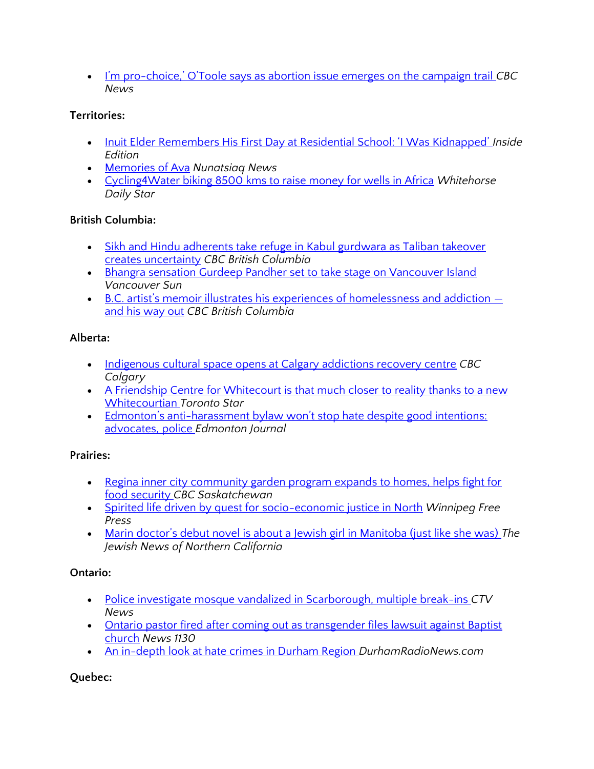- I'm pro-choice,' O'Toole says as abortion issue emerges on the campaign trail *CBC News*

**Territories:**

- Inuit Elder Remembers His First Day at Residential School: 'I Was Kidnapped' *Inside Edition*
- Memories of Ava *Nunatsiaq News*
- Cycling4Water biking 8500 kms to raise money for wells in Africa *Whitehorse Daily Star*

**British Columbia:**

- Sikh and Hindu adherents take refuge in Kabul gurdwara as Taliban takeover creates uncertainty *CBC British Columbia*
- Bhangra sensation Gurdeep Pandher set to take stage on Vancouver Island *Vancouver Sun*
- B.C. artist's memoir illustrates his experiences of homelessness and addiction — and his way out *CBC British Columbia*

**Alberta:**

- Indigenous cultural space opens at Calgary addictions recovery centre *CBC Calgary*
- A Friendship Centre for Whitecourt is that much closer to reality thanks to a new Whitecourtian *Toronto Star*
- Edmonton's anti-harassment bylaw won't stop hate despite good intentions: advocates, police *Edmonton Journal*

**Prairies:**

- Regina inner city community garden program expands to homes, helps fight for food security *CBC Saskatchewan*
- Spirited life driven by quest for socio-economic justice in North *Winnipeg Free Press*
- Marin doctor's debut novel is about a Jewish girl in Manitoba (just like she was) *The Jewish News of Northern California*

**Ontario:**

- Police investigate mosque vandalized in Scarborough, multiple break-ins *CTV News*
- Ontario pastor fired after coming out as transgender files lawsuit against Baptist church *News 1130*
- An in-depth look at hate crimes in Durham Region *DurhamRadioNews.com*

**Quebec:**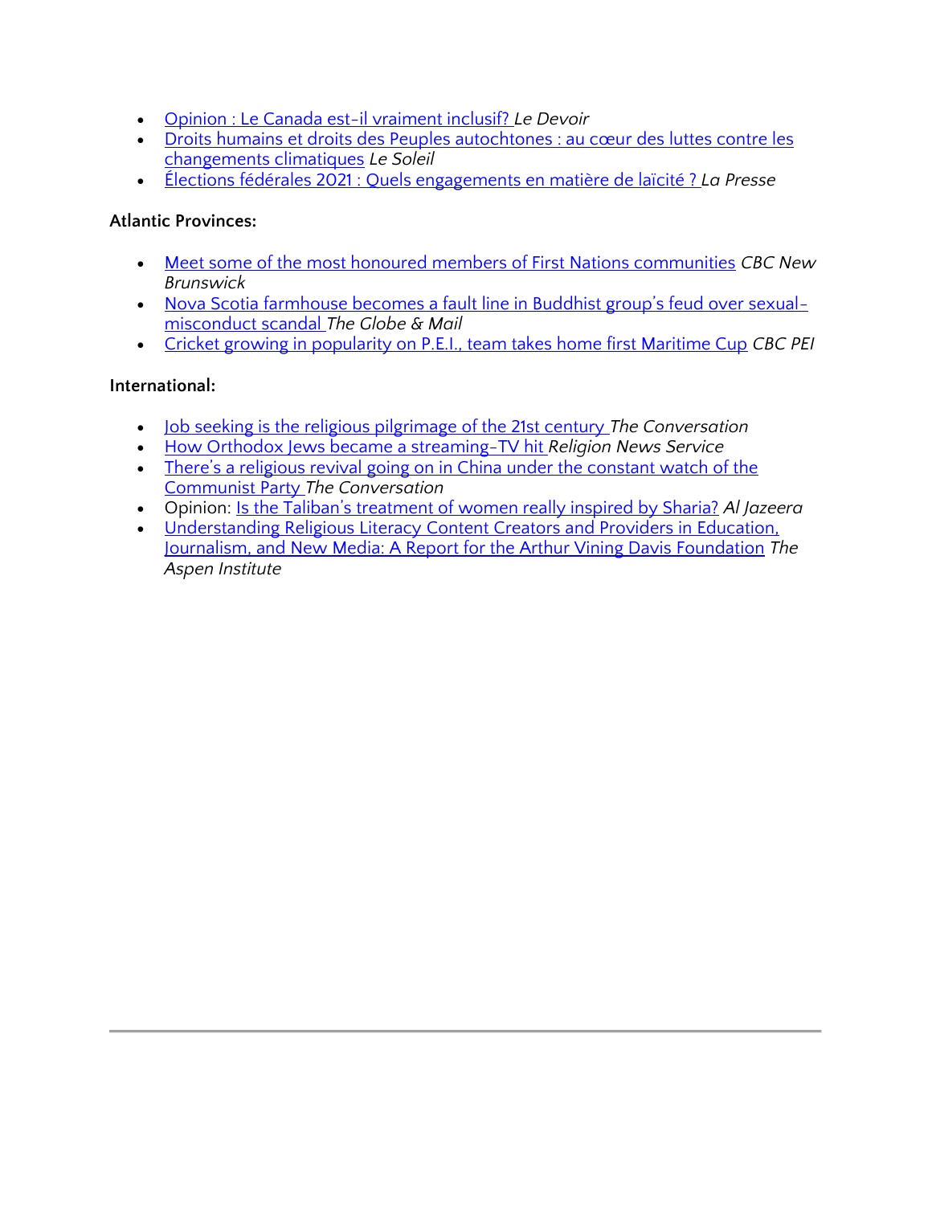- Opinion : Le Canada est-il vraiment inclusif? *Le Devoir*
- Droits humains et droits des Peuples autochtones : au cœur des luttes contre les changements climatiques *Le Soleil*
- Élections fédérales 2021 : Quels engagements en matière de laïcité ? *La Presse*

**Atlantic Provinces:**

- Meet some of the most honoured members of First Nations communities *CBC New Brunswick*
- Nova Scotia farmhouse becomes a fault line in Buddhist group's feud over sexual-misconduct scandal *The Globe & Mail*
- Cricket growing in popularity on P.E.I., team takes home first Maritime Cup *CBC PEI*

**International:**

- Job seeking is the religious pilgrimage of the 21st century *The Conversation*
- How Orthodox Jews became a streaming-TV hit *Religion News Service*
- There's a religious revival going on in China under the constant watch of the Communist Party *The Conversation*
- Opinion: Is the Taliban's treatment of women really inspired by Sharia? *Al Jazeera*
- Understanding Religious Literacy Content Creators and Providers in Education, Journalism, and New Media: A Report for the Arthur Vining Davis Foundation *The Aspen Institute*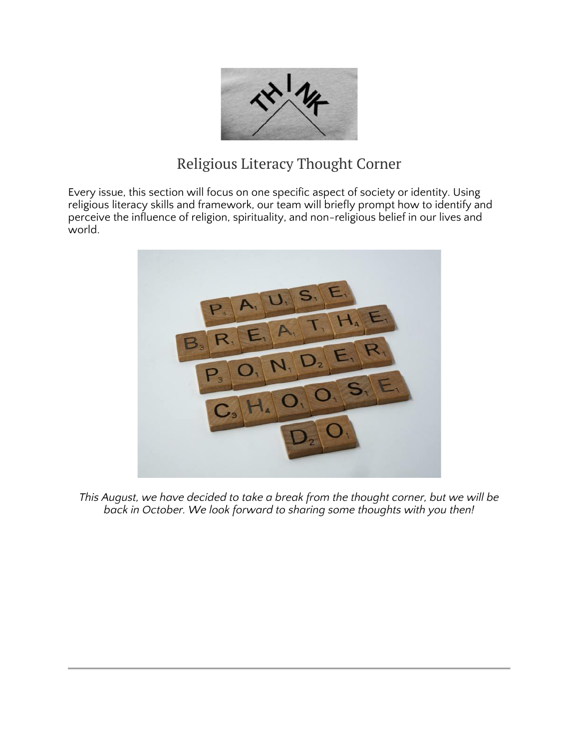# Religious Literacy Thought Corner

Every issue, this section will focus on one specific aspect of society or identity. Using religious literacy skills and framework, our team will briefly prompt how to identify and perceive the influence of religion, spirituality, and non-religious belief in our lives and world.

*This August, we have decided to take a break from the thought corner, but we will be back in October. We look forward to sharing some thoughts with you then!*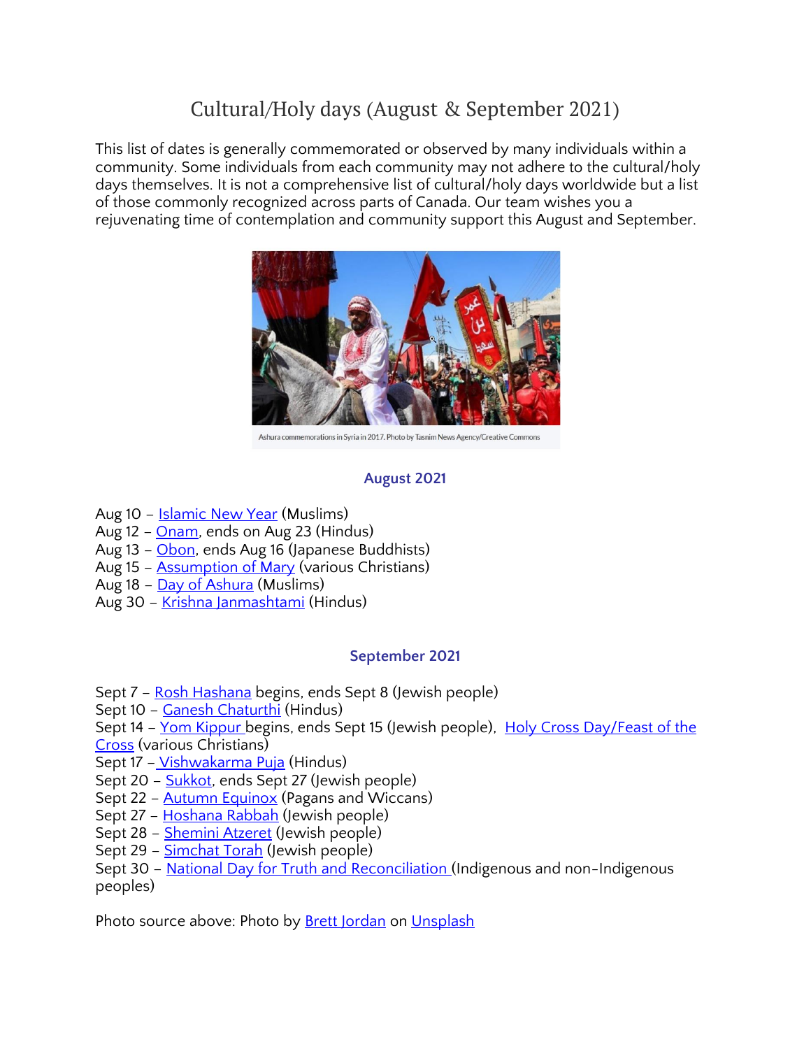# Cultural/Holy days (August & September 2021)

This list of dates is generally commemorated or observed by many individuals within a community. Some individuals from each community may not adhere to the cultural/holy days themselves. It is not a comprehensive list of cultural/holy days worldwide but a list of those commonly recognized across parts of Canada. Our team wishes you a rejuvenating time of contemplation and community support this August and September.

Ashura commemorations in Syria in 2017. Photo by Tasnim News Agency/Creative Commons

## August 2021

Aug 10 – Islamic New Year (Muslims)
Aug 12 – Onam, ends on Aug 23 (Hindus)
Aug 13 – Obon, ends Aug 16 (Japanese Buddhists)
Aug 15 – Assumption of Mary (various Christians)
Aug 18 – Day of Ashura (Muslims)
Aug 30 – Krishna Janmashtami (Hindus)

## September 2021

Sept 7 – Rosh Hashana begins, ends Sept 8 (Jewish people)
Sept 10 – Ganesh Chaturthi (Hindus)
Sept 14 – Yom Kippur begins, ends Sept 15 (Jewish people), Holy Cross Day/Feast of the Cross (various Christians)
Sept 17 – Vishwakarma Puja (Hindus)
Sept 20 – Sukkot, ends Sept 27 (Jewish people)
Sept 22 – Autumn Equinox (Pagans and Wiccans)
Sept 27 – Hoshana Rabbah (Jewish people)
Sept 28 – Shemini Atzeret (Jewish people)
Sept 29 – Simchat Torah (Jewish people)
Sept 30 – National Day for Truth and Reconciliation (Indigenous and non-Indigenous peoples)

Photo source above: Photo by Brett Jordan on Unsplash